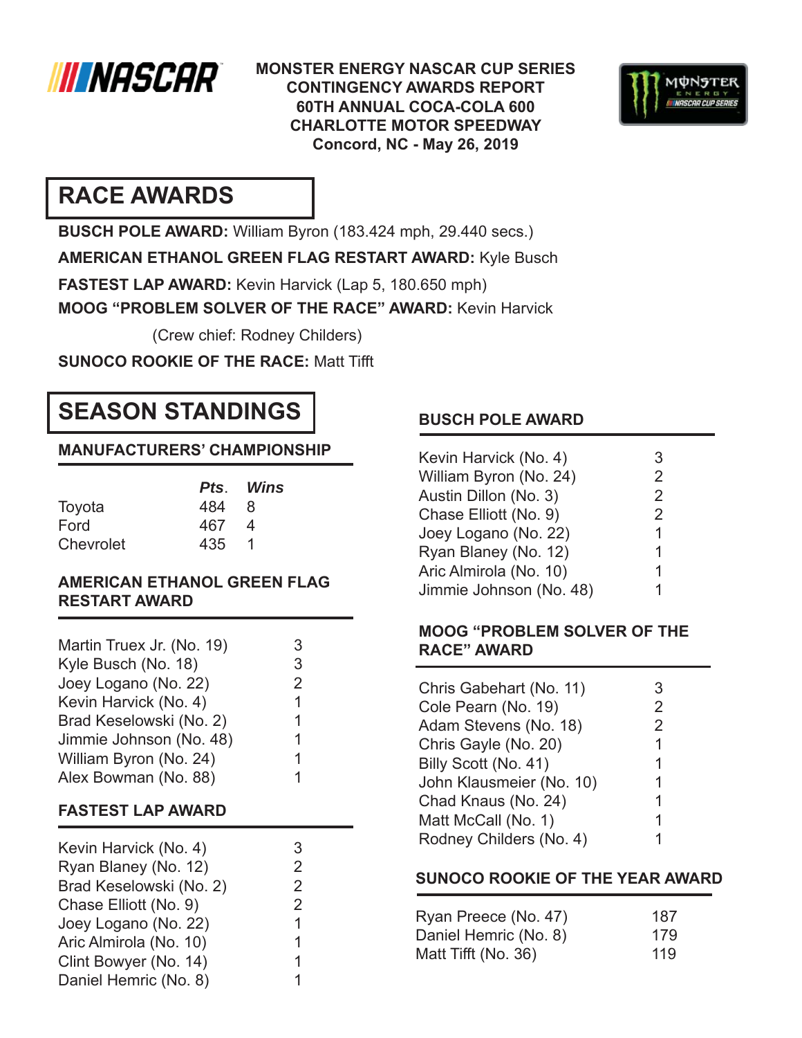**MONSTER ENERGY NASCAR CUP SERIES**
**CONTINGENCY AWARDS REPORT**
**60TH ANNUAL COCA-COLA 600**
**CHARLOTTE MOTOR SPEEDWAY**
**Concord, NC - May 26, 2019**

# RACE AWARDS

**BUSCH POLE AWARD:** William Byron (183.424 mph, 29.440 secs.)

**AMERICAN ETHANOL GREEN FLAG RESTART AWARD:** Kyle Busch

**FASTEST LAP AWARD:** Kevin Harvick (Lap 5, 180.650 mph)

**MOOG "PROBLEM SOLVER OF THE RACE" AWARD:** Kevin Harvick

(Crew chief: Rodney Childers)

**SUNOCO ROOKIE OF THE RACE:** Matt Tifft

# SEASON STANDINGS

## MANUFACTURERS' CHAMPIONSHIP

| | *Pts.* | *Wins* |
|---|---|---|
| Toyota | 484 | 8 |
| Ford | 467 | 4 |
| Chevrolet | 435 | 1 |

## AMERICAN ETHANOL GREEN FLAG RESTART AWARD

| | |
|---|---|
| Martin Truex Jr. (No. 19) | 3 |
| Kyle Busch (No. 18) | 3 |
| Joey Logano (No. 22) | 2 |
| Kevin Harvick (No. 4) | 1 |
| Brad Keselowski (No. 2) | 1 |
| Jimmie Johnson (No. 48) | 1 |
| William Byron (No. 24) | 1 |
| Alex Bowman (No. 88) | 1 |

## FASTEST LAP AWARD

| | |
|---|---|
| Kevin Harvick (No. 4) | 3 |
| Ryan Blaney (No. 12) | 2 |
| Brad Keselowski (No. 2) | 2 |
| Chase Elliott (No. 9) | 2 |
| Joey Logano (No. 22) | 1 |
| Aric Almirola (No. 10) | 1 |
| Clint Bowyer (No. 14) | 1 |
| Daniel Hemric (No. 8) | 1 |

## BUSCH POLE AWARD

| | |
|---|---|
| Kevin Harvick (No. 4) | 3 |
| William Byron (No. 24) | 2 |
| Austin Dillon (No. 3) | 2 |
| Chase Elliott (No. 9) | 2 |
| Joey Logano (No. 22) | 1 |
| Ryan Blaney (No. 12) | 1 |
| Aric Almirola (No. 10) | 1 |
| Jimmie Johnson (No. 48) | 1 |

## MOOG "PROBLEM SOLVER OF THE RACE" AWARD

| | |
|---|---|
| Chris Gabehart (No. 11) | 3 |
| Cole Pearn (No. 19) | 2 |
| Adam Stevens (No. 18) | 2 |
| Chris Gayle (No. 20) | 1 |
| Billy Scott (No. 41) | 1 |
| John Klausmeier (No. 10) | 1 |
| Chad Knaus (No. 24) | 1 |
| Matt McCall (No. 1) | 1 |
| Rodney Childers (No. 4) | 1 |

## SUNOCO ROOKIE OF THE YEAR AWARD

| | |
|---|---|
| Ryan Preece (No. 47) | 187 |
| Daniel Hemric (No. 8) | 179 |
| Matt Tifft (No. 36) | 119 |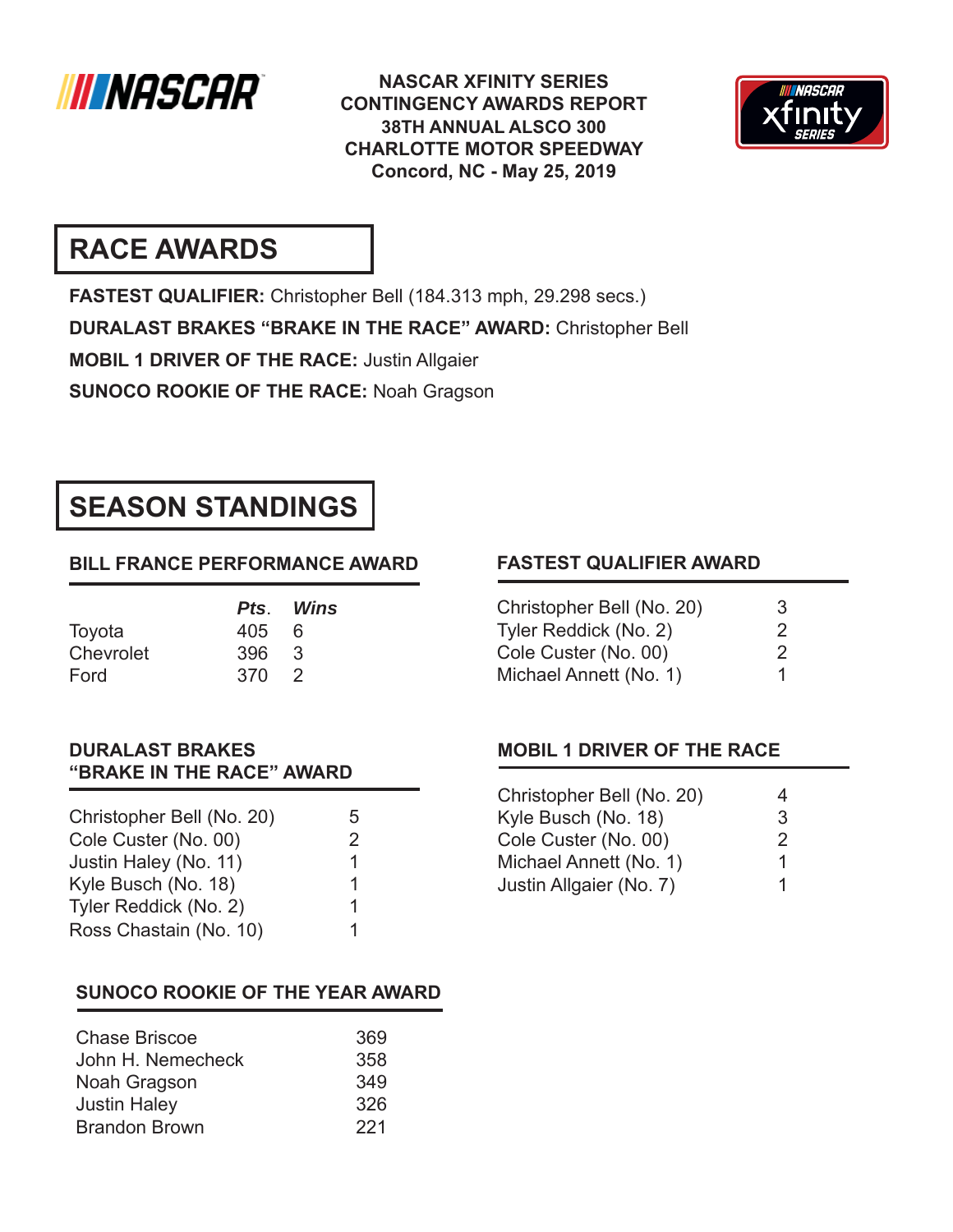**NASCAR XFINITY SERIES**
**CONTINGENCY AWARDS REPORT**
**38TH ANNUAL ALSCO 300**
**CHARLOTTE MOTOR SPEEDWAY**
**Concord, NC - May 25, 2019**

# RACE AWARDS

**FASTEST QUALIFIER:** Christopher Bell (184.313 mph, 29.298 secs.)

**DURALAST BRAKES "BRAKE IN THE RACE" AWARD:** Christopher Bell

**MOBIL 1 DRIVER OF THE RACE:** Justin Allgaier

**SUNOCO ROOKIE OF THE RACE:** Noah Gragson

# SEASON STANDINGS

## BILL FRANCE PERFORMANCE AWARD

| | *Pts.* | *Wins* |
|---|---|---|
| Toyota | 405 | 6 |
| Chevrolet | 396 | 3 |
| Ford | 370 | 2 |

## DURALAST BRAKES "BRAKE IN THE RACE" AWARD

| | |
|---|---|
| Christopher Bell (No. 20) | 5 |
| Cole Custer (No. 00) | 2 |
| Justin Haley (No. 11) | 1 |
| Kyle Busch (No. 18) | 1 |
| Tyler Reddick (No. 2) | 1 |
| Ross Chastain (No. 10) | 1 |

## SUNOCO ROOKIE OF THE YEAR AWARD

| | |
|---|---|
| Chase Briscoe | 369 |
| John H. Nemecheck | 358 |
| Noah Gragson | 349 |
| Justin Haley | 326 |
| Brandon Brown | 221 |

## FASTEST QUALIFIER AWARD

| | |
|---|---|
| Christopher Bell (No. 20) | 3 |
| Tyler Reddick (No. 2) | 2 |
| Cole Custer (No. 00) | 2 |
| Michael Annett (No. 1) | 1 |

## MOBIL 1 DRIVER OF THE RACE

| | |
|---|---|
| Christopher Bell (No. 20) | 4 |
| Kyle Busch (No. 18) | 3 |
| Cole Custer (No. 00) | 2 |
| Michael Annett (No. 1) | 1 |
| Justin Allgaier (No. 7) | 1 |